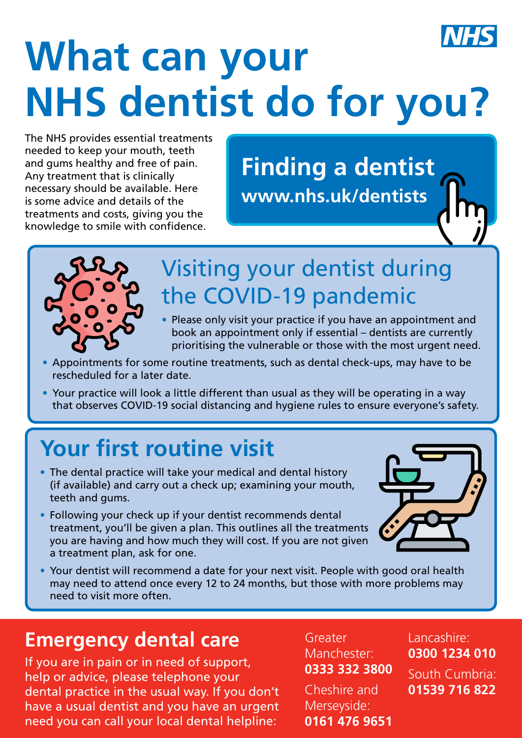# What can your NHS dentist do for you?

The NHS provides essential treatments needed to keep your mouth, teeth and gums healthy and free of pain. Any treatment that is clinically necessary should be available. Here is some advice and details of the treatments and costs, giving you the knowledge to smile with confidence.

## Finding a dentist

**www.nhs.uk/dentists**

## Visiting your dentist during the COVID-19 pandemic

- Please only visit your practice if you have an appointment and book an appointment only if essential – dentists are currently prioritising the vulnerable or those with the most urgent need.
- Appointments for some routine treatments, such as dental check-ups, may have to be rescheduled for a later date.
- Your practice will look a little different than usual as they will be operating in a way that observes COVID-19 social distancing and hygiene rules to ensure everyone's safety.

## Your first routine visit

- The dental practice will take your medical and dental history (if available) and carry out a check up; examining your mouth, teeth and gums.
- Following your check up if your dentist recommends dental treatment, you'll be given a plan. This outlines all the treatments you are having and how much they will cost. If you are not given a treatment plan, ask for one.
- Your dentist will recommend a date for your next visit. People with good oral health may need to attend once every 12 to 24 months, but those with more problems may need to visit more often.

## Emergency dental care

If you are in pain or in need of support, help or advice, please telephone your dental practice in the usual way. If you don't have a usual dentist and you have an urgent need you can call your local dental helpline:

Greater Manchester: **0333 332 3800**

Cheshire and Merseyside: **0161 476 9651**

Lancashire: **0300 1234 010**

South Cumbria: **01539 716 822**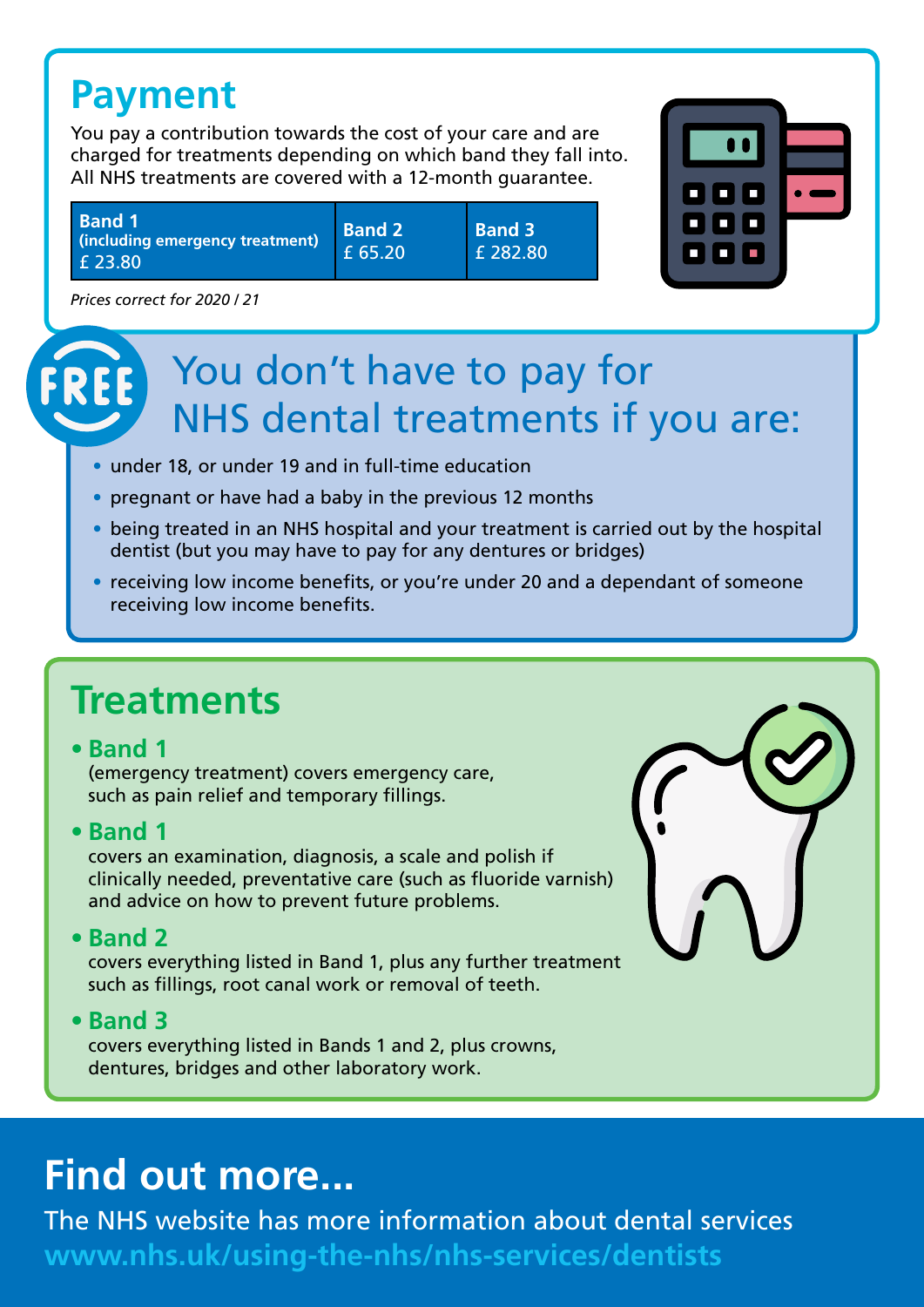## Payment

You pay a contribution towards the cost of your care and are charged for treatments depending on which band they fall into. All NHS treatments are covered with a 12-month guarantee.

| Band 1 (including emergency treatment) | Band 2 | Band 3 |
|---|---|---|
| £ 23.80 | £ 65.20 | £ 282.80 |

*Prices correct for 2020 / 21*

FREE

## You don't have to pay for NHS dental treatments if you are:

- under 18, or under 19 and in full-time education
- pregnant or have had a baby in the previous 12 months
- being treated in an NHS hospital and your treatment is carried out by the hospital dentist (but you may have to pay for any dentures or bridges)
- receiving low income benefits, or you're under 20 and a dependant of someone receiving low income benefits.

## Treatments

- **Band 1**
  (emergency treatment) covers emergency care, such as pain relief and temporary fillings.
- **Band 1**
  covers an examination, diagnosis, a scale and polish if clinically needed, preventative care (such as fluoride varnish) and advice on how to prevent future problems.
- **Band 2**
  covers everything listed in Band 1, plus any further treatment such as fillings, root canal work or removal of teeth.
- **Band 3**
  covers everything listed in Bands 1 and 2, plus crowns, dentures, bridges and other laboratory work.

## Find out more...

The NHS website has more information about dental services

**www.nhs.uk/using-the-nhs/nhs-services/dentists**